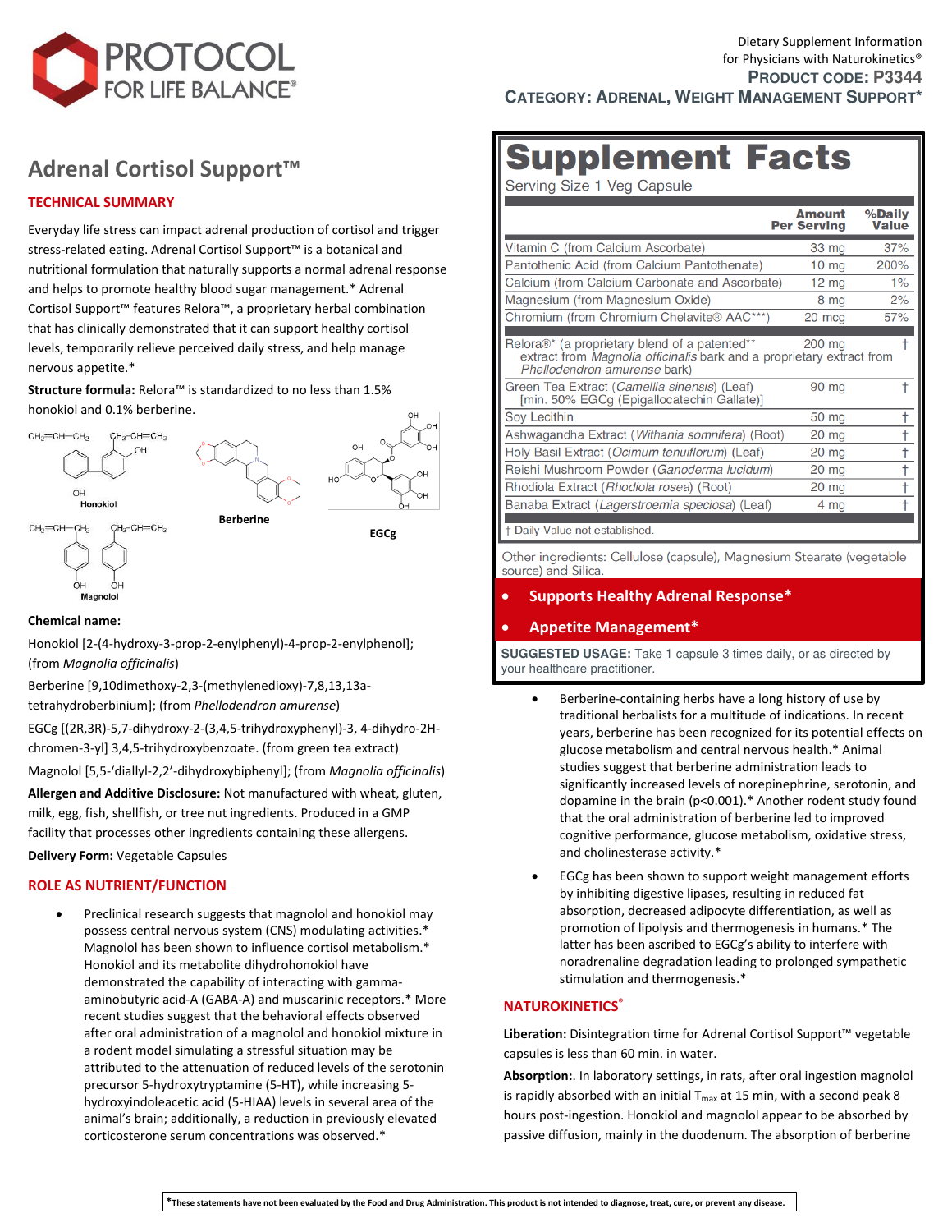# PROTOCOL FOR LIFE BALANCE®

Dietary Supplement Information
for Physicians with Naturokinetics®
**PRODUCT CODE: P3344**
**CATEGORY: ADRENAL, WEIGHT MANAGEMENT SUPPORT***

## Adrenal Cortisol Support™

### TECHNICAL SUMMARY

Everyday life stress can impact adrenal production of cortisol and trigger stress-related eating. Adrenal Cortisol Support™ is a botanical and nutritional formulation that naturally supports a normal adrenal response and helps to promote healthy blood sugar management.* Adrenal Cortisol Support™ features Relora™, a proprietary herbal combination that has clinically demonstrated that it can support healthy cortisol levels, temporarily relieve perceived daily stress, and help manage nervous appetite.*

**Structure formula:** Relora™ is standardized to no less than 1.5% honokiol and 0.1% berberine.

Honokiol — Berberine — EGCg — Magnolol

**Chemical name:**

Honokiol [2-(4-hydroxy-3-prop-2-enylphenyl)-4-prop-2-enylphenol]; (from *Magnolia officinalis*)

Berberine [9,10dimethoxy-2,3-(methylenedioxy)-7,8,13,13a-tetrahydroberbinium]; (from *Phellodendron amurense*)

EGCg [(2R,3R)-5,7-dihydroxy-2-(3,4,5-trihydroxyphenyl)-3, 4-dihydro-2H-chromen-3-yl] 3,4,5-trihydroxybenzoate. (from green tea extract)

Magnolol [5,5-'diallyl-2,2'-dihydroxybiphenyl]; (from *Magnolia officinalis*)

**Allergen and Additive Disclosure:** Not manufactured with wheat, gluten, milk, egg, fish, shellfish, or tree nut ingredients. Produced in a GMP facility that processes other ingredients containing these allergens.

**Delivery Form:** Vegetable Capsules

### Supplement Facts

Serving Size 1 Veg Capsule

| | Amount Per Serving | %Daily Value |
|---|---|---|
| Vitamin C (from Calcium Ascorbate) | 33 mg | 37% |
| Pantothenic Acid (from Calcium Pantothenate) | 10 mg | 200% |
| Calcium (from Calcium Carbonate and Ascorbate) | 12 mg | 1% |
| Magnesium (from Magnesium Oxide) | 8 mg | 2% |
| Chromium (from Chromium Chelavite® AAC***) | 20 mcg | 57% |
| Relora®* (a proprietary blend of a patented** extract from *Magnolia officinalis* bark and a proprietary extract from *Phellodendron amurense* bark) | 200 mg | † |
| Green Tea Extract (*Camellia sinensis*) (Leaf) [min. 50% EGCg (Epigallocatechin Gallate)] | 90 mg | † |
| Soy Lecithin | 50 mg | † |
| Ashwagandha Extract (*Withania somnifera*) (Root) | 20 mg | † |
| Holy Basil Extract (*Ocimum tenuiflorum*) (Leaf) | 20 mg | † |
| Reishi Mushroom Powder (*Ganoderma lucidum*) | 20 mg | † |
| Rhodiola Extract (*Rhodiola rosea*) (Root) | 20 mg | † |
| Banaba Extract (*Lagerstroemia speciosa*) (Leaf) | 4 mg | † |

† Daily Value not established.

Other ingredients: Cellulose (capsule), Magnesium Stearate (vegetable source) and Silica.

- **Supports Healthy Adrenal Response***
- **Appetite Management***

**SUGGESTED USAGE:** Take 1 capsule 3 times daily, or as directed by your healthcare practitioner.

### ROLE AS NUTRIENT/FUNCTION

- Preclinical research suggests that magnolol and honokiol may possess central nervous system (CNS) modulating activities.* Magnolol has been shown to influence cortisol metabolism.* Honokiol and its metabolite dihydrohonokiol have demonstrated the capability of interacting with gamma-aminobutyric acid-A (GABA-A) and muscarinic receptors.* More recent studies suggest that the behavioral effects observed after oral administration of a magnolol and honokiol mixture in a rodent model simulating a stressful situation may be attributed to the attenuation of reduced levels of the serotonin precursor 5-hydroxytryptamine (5-HT), while increasing 5-hydroxyindoleacetic acid (5-HIAA) levels in several area of the animal's brain; additionally, a reduction in previously elevated corticosterone serum concentrations was observed.*
- Berberine-containing herbs have a long history of use by traditional herbalists for a multitude of indications. In recent years, berberine has been recognized for its potential effects on glucose metabolism and central nervous health.* Animal studies suggest that berberine administration leads to significantly increased levels of norepinephrine, serotonin, and dopamine in the brain ($p<0.001$).* Another rodent study found that the oral administration of berberine led to improved cognitive performance, glucose metabolism, oxidative stress, and cholinesterase activity.*
- EGCg has been shown to support weight management efforts by inhibiting digestive lipases, resulting in reduced fat absorption, decreased adipocyte differentiation, as well as promotion of lipolysis and thermogenesis in humans.* The latter has been ascribed to EGCg's ability to interfere with noradrenaline degradation leading to prolonged sympathetic stimulation and thermogenesis.*

### NATUROKINETICS®

**Liberation:** Disintegration time for Adrenal Cortisol Support™ vegetable capsules is less than 60 min. in water.

**Absorption:**. In laboratory settings, in rats, after oral ingestion magnolol is rapidly absorbed with an initial $T_{max}$ at 15 min, with a second peak 8 hours post-ingestion. Honokiol and magnolol appear to be absorbed by passive diffusion, mainly in the duodenum. The absorption of berberine

*These statements have not been evaluated by the Food and Drug Administration. This product is not intended to diagnose, treat, cure, or prevent any disease.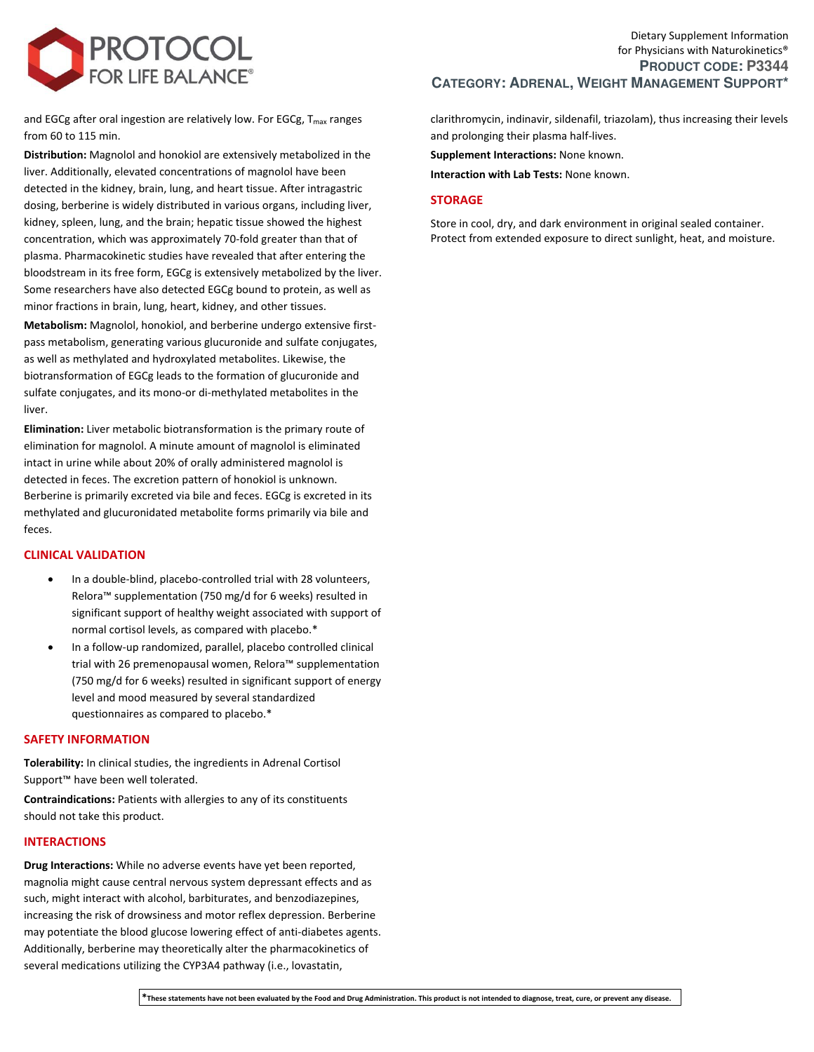and EGCg after oral ingestion are relatively low. For EGCg, $T_{max}$ ranges from 60 to 115 min.

**Distribution:** Magnolol and honokiol are extensively metabolized in the liver. Additionally, elevated concentrations of magnolol have been detected in the kidney, brain, lung, and heart tissue. After intragastric dosing, berberine is widely distributed in various organs, including liver, kidney, spleen, lung, and the brain; hepatic tissue showed the highest concentration, which was approximately 70-fold greater than that of plasma. Pharmacokinetic studies have revealed that after entering the bloodstream in its free form, EGCg is extensively metabolized by the liver. Some researchers have also detected EGCg bound to protein, as well as minor fractions in brain, lung, heart, kidney, and other tissues.

**Metabolism:** Magnolol, honokiol, and berberine undergo extensive first-pass metabolism, generating various glucuronide and sulfate conjugates, as well as methylated and hydroxylated metabolites. Likewise, the biotransformation of EGCg leads to the formation of glucuronide and sulfate conjugates, and its mono-or di-methylated metabolites in the liver.

**Elimination:** Liver metabolic biotransformation is the primary route of elimination for magnolol. A minute amount of magnolol is eliminated intact in urine while about 20% of orally administered magnolol is detected in feces. The excretion pattern of honokiol is unknown. Berberine is primarily excreted via bile and feces. EGCg is excreted in its methylated and glucuronidated metabolite forms primarily via bile and feces.

## CLINICAL VALIDATION

- In a double-blind, placebo-controlled trial with 28 volunteers, Relora™ supplementation (750 mg/d for 6 weeks) resulted in significant support of healthy weight associated with support of normal cortisol levels, as compared with placebo.*
- In a follow-up randomized, parallel, placebo controlled clinical trial with 26 premenopausal women, Relora™ supplementation (750 mg/d for 6 weeks) resulted in significant support of energy level and mood measured by several standardized questionnaires as compared to placebo.*

## SAFETY INFORMATION

**Tolerability:** In clinical studies, the ingredients in Adrenal Cortisol Support™ have been well tolerated.

**Contraindications:** Patients with allergies to any of its constituents should not take this product.

## INTERACTIONS

**Drug Interactions:** While no adverse events have yet been reported, magnolia might cause central nervous system depressant effects and as such, might interact with alcohol, barbiturates, and benzodiazepines, increasing the risk of drowsiness and motor reflex depression. Berberine may potentiate the blood glucose lowering effect of anti-diabetes agents. Additionally, berberine may theoretically alter the pharmacokinetics of several medications utilizing the CYP3A4 pathway (i.e., lovastatin, clarithromycin, indinavir, sildenafil, triazolam), thus increasing their levels and prolonging their plasma half-lives.

**Supplement Interactions:** None known.

**Interaction with Lab Tests:** None known.

## STORAGE

Store in cool, dry, and dark environment in original sealed container. Protect from extended exposure to direct sunlight, heat, and moisture.

*These statements have not been evaluated by the Food and Drug Administration. This product is not intended to diagnose, treat, cure, or prevent any disease.